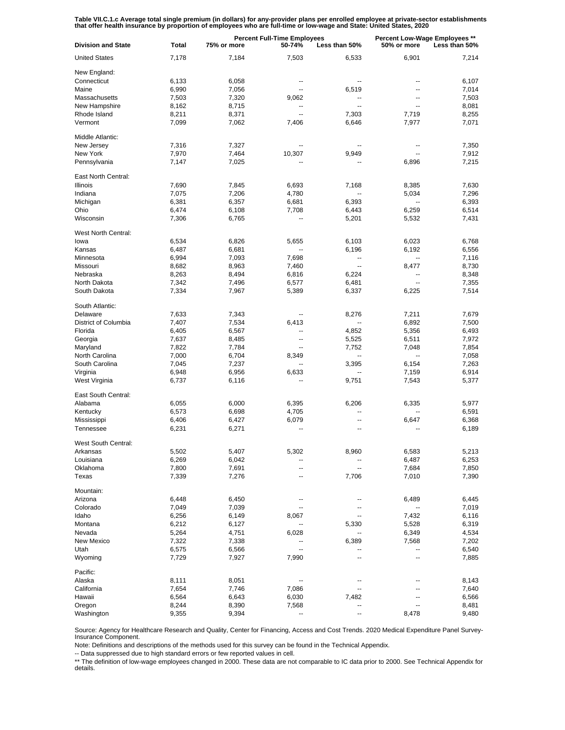**Table VII.C.1.c Average total single premium (in dollars) for any-provider plans per enrolled employee at private-sector establishments that offer health insurance by proportion of employees who are full-time or low-wage and State: United States, 2020**

| Division and State | Total | Percent Full-Time Employees | | | Percent Low-Wage Employees ** | |
|---|---|---|---|---|---|---|
| | | 75% or more | 50-74% | Less than 50% | 50% or more | Less than 50% |
| United States | 7,178 | 7,184 | 7,503 | 6,533 | 6,901 | 7,214 |
| New England: | | | | | | |
| Connecticut | 6,133 | 6,058 | -- | -- | -- | 6,107 |
| Maine | 6,990 | 7,056 | -- | 6,519 | -- | 7,014 |
| Massachusetts | 7,503 | 7,320 | 9,062 | -- | -- | 7,503 |
| New Hampshire | 8,162 | 8,715 | -- | -- | -- | 8,081 |
| Rhode Island | 8,211 | 8,371 | -- | 7,303 | 7,719 | 8,255 |
| Vermont | 7,099 | 7,062 | 7,406 | 6,646 | 7,977 | 7,071 |
| Middle Atlantic: | | | | | | |
| New Jersey | 7,316 | 7,327 | -- | -- | -- | 7,350 |
| New York | 7,970 | 7,464 | 10,307 | 9,949 | -- | 7,912 |
| Pennsylvania | 7,147 | 7,025 | -- | -- | 6,896 | 7,215 |
| East North Central: | | | | | | |
| Illinois | 7,690 | 7,845 | 6,693 | 7,168 | 8,385 | 7,630 |
| Indiana | 7,075 | 7,206 | 4,780 | -- | 5,034 | 7,296 |
| Michigan | 6,381 | 6,357 | 6,681 | 6,393 | -- | 6,393 |
| Ohio | 6,474 | 6,108 | 7,708 | 6,443 | 6,259 | 6,514 |
| Wisconsin | 7,306 | 6,765 | -- | 5,201 | 5,532 | 7,431 |
| West North Central: | | | | | | |
| Iowa | 6,534 | 6,826 | 5,655 | 6,103 | 6,023 | 6,768 |
| Kansas | 6,487 | 6,681 | -- | 6,196 | 6,192 | 6,556 |
| Minnesota | 6,994 | 7,093 | 7,698 | -- | -- | 7,116 |
| Missouri | 8,682 | 8,963 | 7,460 | -- | 8,477 | 8,730 |
| Nebraska | 8,263 | 8,494 | 6,816 | 6,224 | -- | 8,348 |
| North Dakota | 7,342 | 7,496 | 6,577 | 6,481 | -- | 7,355 |
| South Dakota | 7,334 | 7,967 | 5,389 | 6,337 | 6,225 | 7,514 |
| South Atlantic: | | | | | | |
| Delaware | 7,633 | 7,343 | -- | 8,276 | 7,211 | 7,679 |
| District of Columbia | 7,407 | 7,534 | 6,413 | -- | 6,892 | 7,500 |
| Florida | 6,405 | 6,567 | -- | 4,852 | 5,356 | 6,493 |
| Georgia | 7,637 | 8,485 | -- | 5,525 | 6,511 | 7,972 |
| Maryland | 7,822 | 7,784 | -- | 7,752 | 7,048 | 7,854 |
| North Carolina | 7,000 | 6,704 | 8,349 | -- | -- | 7,058 |
| South Carolina | 7,045 | 7,237 | -- | 3,395 | 6,154 | 7,263 |
| Virginia | 6,948 | 6,956 | 6,633 | -- | 7,159 | 6,914 |
| West Virginia | 6,737 | 6,116 | -- | 9,751 | 7,543 | 5,377 |
| East South Central: | | | | | | |
| Alabama | 6,055 | 6,000 | 6,395 | 6,206 | 6,335 | 5,977 |
| Kentucky | 6,573 | 6,698 | 4,705 | -- | -- | 6,591 |
| Mississippi | 6,406 | 6,427 | 6,079 | -- | 6,647 | 6,368 |
| Tennessee | 6,231 | 6,271 | -- | -- | -- | 6,189 |
| West South Central: | | | | | | |
| Arkansas | 5,502 | 5,407 | 5,302 | 8,960 | 6,583 | 5,213 |
| Louisiana | 6,269 | 6,042 | -- | -- | 6,487 | 6,253 |
| Oklahoma | 7,800 | 7,691 | -- | -- | 7,684 | 7,850 |
| Texas | 7,339 | 7,276 | -- | 7,706 | 7,010 | 7,390 |
| Mountain: | | | | | | |
| Arizona | 6,448 | 6,450 | -- | -- | 6,489 | 6,445 |
| Colorado | 7,049 | 7,039 | -- | -- | -- | 7,019 |
| Idaho | 6,256 | 6,149 | 8,067 | -- | 7,432 | 6,116 |
| Montana | 6,212 | 6,127 | -- | 5,330 | 5,528 | 6,319 |
| Nevada | 5,264 | 4,751 | 6,028 | -- | 6,349 | 4,534 |
| New Mexico | 7,322 | 7,338 | -- | 6,389 | 7,568 | 7,202 |
| Utah | 6,575 | 6,566 | -- | -- | -- | 6,540 |
| Wyoming | 7,729 | 7,927 | 7,990 | -- | -- | 7,885 |
| Pacific: | | | | | | |
| Alaska | 8,111 | 8,051 | -- | -- | -- | 8,143 |
| California | 7,654 | 7,746 | 7,086 | -- | -- | 7,640 |
| Hawaii | 6,564 | 6,643 | 6,030 | 7,482 | -- | 6,566 |
| Oregon | 8,244 | 8,390 | 7,568 | -- | -- | 8,481 |
| Washington | 9,355 | 9,394 | -- | -- | 8,478 | 9,480 |

Source: Agency for Healthcare Research and Quality, Center for Financing, Access and Cost Trends. 2020 Medical Expenditure Panel Survey-Insurance Component.

Note: Definitions and descriptions of the methods used for this survey can be found in the Technical Appendix.

-- Data suppressed due to high standard errors or few reported values in cell.

** The definition of low-wage employees changed in 2000. These data are not comparable to IC data prior to 2000. See Technical Appendix for details.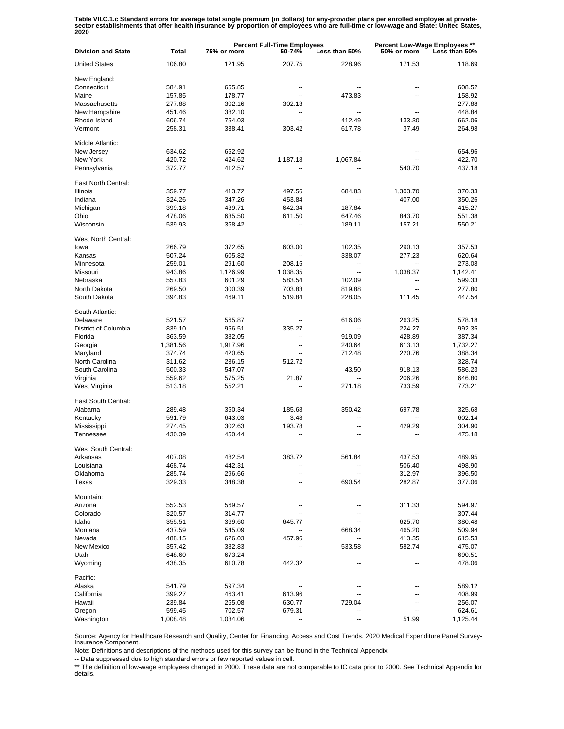**Table VII.C.1.c Standard errors for average total single premium (in dollars) for any-provider plans per enrolled employee at private-sector establishments that offer health insurance by proportion of employees who are full-time or low-wage and State: United States, 2020**

| Division and State | Total | Percent Full-Time Employees 75% or more | Percent Full-Time Employees 50-74% | Percent Full-Time Employees Less than 50% | Percent Low-Wage Employees ** 50% or more | Percent Low-Wage Employees ** Less than 50% |
|---|---|---|---|---|---|---|
| United States | 106.80 | 121.95 | 207.75 | 228.96 | 171.53 | 118.69 |
| New England: | | | | | | |
| Connecticut | 584.91 | 655.85 | -- | -- | -- | 608.52 |
| Maine | 157.85 | 178.77 | -- | 473.83 | -- | 158.92 |
| Massachusetts | 277.88 | 302.16 | 302.13 | -- | -- | 277.88 |
| New Hampshire | 451.46 | 382.10 | -- | -- | -- | 448.84 |
| Rhode Island | 606.74 | 754.03 | -- | 412.49 | 133.30 | 662.06 |
| Vermont | 258.31 | 338.41 | 303.42 | 617.78 | 37.49 | 264.98 |
| Middle Atlantic: | | | | | | |
| New Jersey | 634.62 | 652.92 | -- | -- | -- | 654.96 |
| New York | 420.72 | 424.62 | 1,187.18 | 1,067.84 | -- | 422.70 |
| Pennsylvania | 372.77 | 412.57 | -- | -- | 540.70 | 437.18 |
| East North Central: | | | | | | |
| Illinois | 359.77 | 413.72 | 497.56 | 684.83 | 1,303.70 | 370.33 |
| Indiana | 324.26 | 347.26 | 453.84 | -- | 407.00 | 350.26 |
| Michigan | 399.18 | 439.71 | 642.34 | 187.84 | -- | 415.27 |
| Ohio | 478.06 | 635.50 | 611.50 | 647.46 | 843.70 | 551.38 |
| Wisconsin | 539.93 | 368.42 | -- | 189.11 | 157.21 | 550.21 |
| West North Central: | | | | | | |
| Iowa | 266.79 | 372.65 | 603.00 | 102.35 | 290.13 | 357.53 |
| Kansas | 507.24 | 605.82 | -- | 338.07 | 277.23 | 620.64 |
| Minnesota | 259.01 | 291.60 | 208.15 | -- | -- | 273.08 |
| Missouri | 943.86 | 1,126.99 | 1,038.35 | -- | 1,038.37 | 1,142.41 |
| Nebraska | 557.83 | 601.29 | 583.54 | 102.09 | -- | 599.33 |
| North Dakota | 269.50 | 300.39 | 703.83 | 819.88 | -- | 277.80 |
| South Dakota | 394.83 | 469.11 | 519.84 | 228.05 | 111.45 | 447.54 |
| South Atlantic: | | | | | | |
| Delaware | 521.57 | 565.87 | -- | 616.06 | 263.25 | 578.18 |
| District of Columbia | 839.10 | 956.51 | 335.27 | -- | 224.27 | 992.35 |
| Florida | 363.59 | 382.05 | -- | 919.09 | 428.89 | 387.34 |
| Georgia | 1,381.56 | 1,917.96 | -- | 240.64 | 613.13 | 1,732.27 |
| Maryland | 374.74 | 420.65 | -- | 712.48 | 220.76 | 388.34 |
| North Carolina | 311.62 | 236.15 | 512.72 | -- | -- | 328.74 |
| South Carolina | 500.33 | 547.07 | -- | 43.50 | 918.13 | 586.23 |
| Virginia | 559.62 | 575.25 | 21.87 | -- | 206.26 | 646.80 |
| West Virginia | 513.18 | 552.21 | -- | 271.18 | 733.59 | 773.21 |
| East South Central: | | | | | | |
| Alabama | 289.48 | 350.34 | 185.68 | 350.42 | 697.78 | 325.68 |
| Kentucky | 591.79 | 643.03 | 3.48 | -- | -- | 602.14 |
| Mississippi | 274.45 | 302.63 | 193.78 | -- | 429.29 | 304.90 |
| Tennessee | 430.39 | 450.44 | -- | -- | -- | 475.18 |
| West South Central: | | | | | | |
| Arkansas | 407.08 | 482.54 | 383.72 | 561.84 | 437.53 | 489.95 |
| Louisiana | 468.74 | 442.31 | -- | -- | 506.40 | 498.90 |
| Oklahoma | 285.74 | 296.66 | -- | -- | 312.97 | 396.50 |
| Texas | 329.33 | 348.38 | -- | 690.54 | 282.87 | 377.06 |
| Mountain: | | | | | | |
| Arizona | 552.53 | 569.57 | -- | -- | 311.33 | 594.97 |
| Colorado | 320.57 | 314.77 | -- | -- | -- | 307.44 |
| Idaho | 355.51 | 369.60 | 645.77 | -- | 625.70 | 380.48 |
| Montana | 437.59 | 545.09 | -- | 668.34 | 465.20 | 509.94 |
| Nevada | 488.15 | 626.03 | 457.96 | -- | 413.35 | 615.53 |
| New Mexico | 357.42 | 382.83 | -- | 533.58 | 582.74 | 475.07 |
| Utah | 648.60 | 673.24 | -- | -- | -- | 690.51 |
| Wyoming | 438.35 | 610.78 | 442.32 | -- | -- | 478.06 |
| Pacific: | | | | | | |
| Alaska | 541.79 | 597.34 | -- | -- | -- | 589.12 |
| California | 399.27 | 463.41 | 613.96 | -- | -- | 408.99 |
| Hawaii | 239.84 | 265.08 | 630.77 | 729.04 | -- | 256.07 |
| Oregon | 599.45 | 702.57 | 679.31 | -- | -- | 624.61 |
| Washington | 1,008.48 | 1,034.06 | -- | -- | 51.99 | 1,125.44 |

Source: Agency for Healthcare Research and Quality, Center for Financing, Access and Cost Trends. 2020 Medical Expenditure Panel Survey-Insurance Component.

Note: Definitions and descriptions of the methods used for this survey can be found in the Technical Appendix.

-- Data suppressed due to high standard errors or few reported values in cell.

** The definition of low-wage employees changed in 2000. These data are not comparable to IC data prior to 2000. See Technical Appendix for details.